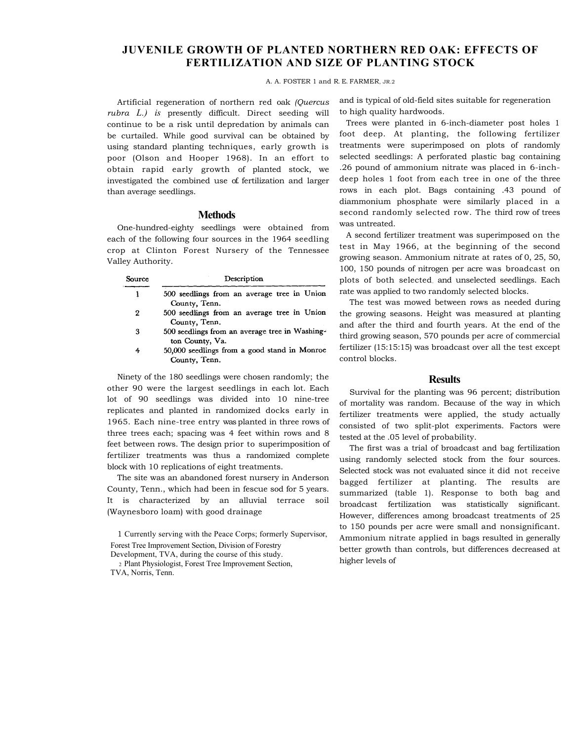# JUVENILE GROWTH OF PLANTED NORTHERN RED OAK: EFFECTS OF FERTILIZATION AND SIZE OF PLANTING STOCK

A. A. FOSTER [1] and R. E. FARMER, JR.[2]

Artificial regeneration of northern red oak *(Quercus rubra L.) is* presently difficult. Direct seeding will continue to be a risk until depredation by animals can be curtailed. While good survival can be obtained by using standard planting techniques, early growth is poor (Olson and Hooper 1968). In an effort to obtain rapid early growth of planted stock, we investigated the combined use of fertilization and larger than average seedlings.

## Methods

One-hundred-eighty seedlings were obtained from each of the following four sources in the 1964 seedling crop at Clinton Forest Nursery of the Tennessee Valley Authority.

| Source | Description |
|---|---|
| 1 | 500 seedlings from an average tree in Union County, Tenn. |
| 2 | 500 seedlings from an average tree in Union County, Tenn. |
| 3 | 500 seedlings from an average tree in Washington County, Va. |
| 4 | 50,000 seedlings from a good stand in Monroe County, Tenn. |

Ninety of the 180 seedlings were chosen randomly; the other 90 were the largest seedlings in each lot. Each lot of 90 seedlings was divided into 10 nine-tree replicates and planted in randomized docks early in 1965. Each nine-tree entry was planted in three rows of three trees each; spacing was 4 feet within rows and 8 feet between rows. The design prior to superimposition of fertilizer treatments was thus a randomized complete block with 10 replications of eight treatments.

The site was an abandoned forest nursery in Anderson County, Tenn., which had been in fescue sod for 5 years. It is characterized by an alluvial terrace soil (Waynesboro loam) with good drainage and is typical of old-field sites suitable for regeneration to high quality hardwoods.

Trees were planted in 6-inch-diameter post holes 1 foot deep. At planting, the following fertilizer treatments were superimposed on plots of randomly selected seedlings: A perforated plastic bag containing .26 pound of ammonium nitrate was placed in 6-inch-deep holes 1 foot from each tree in one of the three rows in each plot. Bags containing .43 pound of diammonium phosphate were similarly placed in a second randomly selected row. The third row of trees was untreated.

A second fertilizer treatment was superimposed on the test in May 1966, at the beginning of the second growing season. Ammonium nitrate at rates of 0, 25, 50, 100, 150 pounds of nitrogen per acre was broadcast on plots of both selected and unselected seedlings. Each rate was applied to two randomly selected blocks.

The test was mowed between rows as needed during the growing seasons. Height was measured at planting and after the third and fourth years. At the end of the third growing season, 570 pounds per acre of commercial fertilizer (15:15:15) was broadcast over all the test except control blocks.

## Results

Survival for the planting was 96 percent; distribution of mortality was random. Because of the way in which fertilizer treatments were applied, the study actually consisted of two split-plot experiments. Factors were tested at the .05 level of probability.

The first was a trial of broadcast and bag fertilization using randomly selected stock from the four sources. Selected stock was not evaluated since it did not receive bagged fertilizer at planting. The results are summarized (table 1). Response to both bag and broadcast fertilization was statistically significant. However, differences among broadcast treatments of 25 to 150 pounds per acre were small and nonsignificant. Ammonium nitrate applied in bags resulted in generally better growth than controls, but differences decreased at higher levels of

[1] Currently serving with the Peace Corps; formerly Supervisor, Forest Tree Improvement Section, Division of Forestry Development, TVA, during the course of this study.

[2] Plant Physiologist, Forest Tree Improvement Section, TVA, Norris, Tenn.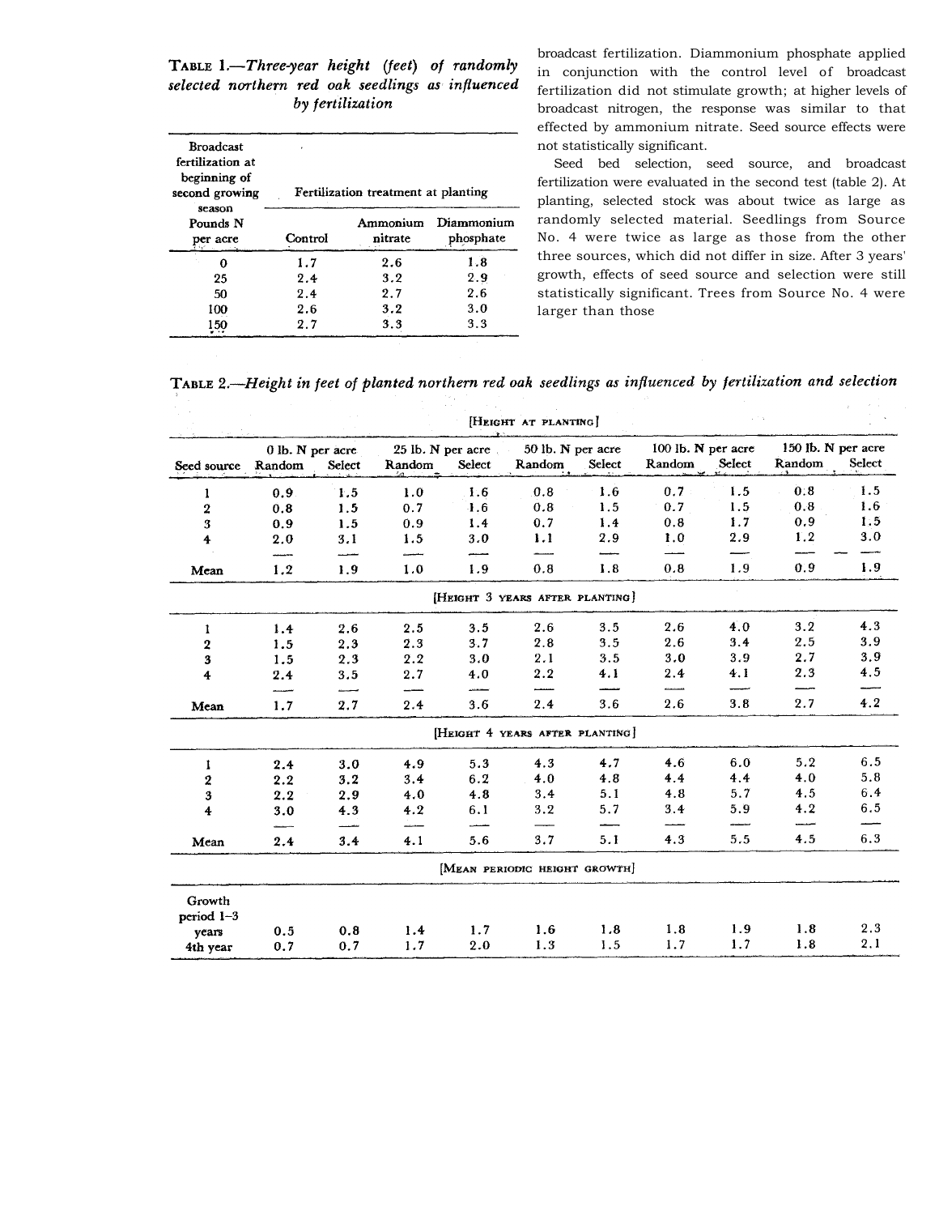**TABLE 1.**—*Three-year height (feet) of randomly selected northern red oak seedlings as influenced by fertilization*

| Broadcast fertilization at beginning of second growing season Pounds N per acre | Fertilization treatment at planting | | |
|---|---|---|---|
| | Control | Ammonium nitrate | Diammonium phosphate |
| 0 | 1.7 | 2.6 | 1.8 |
| 25 | 2.4 | 3.2 | 2.9 |
| 50 | 2.4 | 2.7 | 2.6 |
| 100 | 2.6 | 3.2 | 3.0 |
| 150 | 2.7 | 3.3 | 3.3 |

broadcast fertilization. Diammonium phosphate applied in conjunction with the control level of broadcast fertilization did not stimulate growth; at higher levels of broadcast nitrogen, the response was similar to that effected by ammonium nitrate. Seed source effects were not statistically significant.

Seed bed selection, seed source, and broadcast fertilization were evaluated in the second test (table 2). At planting, selected stock was about twice as large as randomly selected material. Seedlings from Source No. 4 were twice as large as those from the other three sources, which did not differ in size. After 3 years' growth, effects of seed source and selection were still statistically significant. Trees from Source No. 4 were larger than those

**TABLE 2.**—*Height in feet of planted northern red oak seedlings as influenced by fertilization and selection*

| Seed source | 0 lb. N per acre Random | 0 lb. N per acre Select | 25 lb. N per acre Random | 25 lb. N per acre Select | 50 lb. N per acre Random | 50 lb. N per acre Select | 100 lb. N per acre Random | 100 lb. N per acre Select | 150 lb. N per acre Random | 150 lb. N per acre Select |
|---|---|---|---|---|---|---|---|---|---|---|
| [HEIGHT AT PLANTING] | | | | | | | | | | |
| 1 | 0.9 | 1.5 | 1.0 | 1.6 | 0.8 | 1.6 | 0.7 | 1.5 | 0.8 | 1.5 |
| 2 | 0.8 | 1.5 | 0.7 | 1.6 | 0.8 | 1.5 | 0.7 | 1.5 | 0.8 | 1.6 |
| 3 | 0.9 | 1.5 | 0.9 | 1.4 | 0.7 | 1.4 | 0.8 | 1.7 | 0.9 | 1.5 |
| 4 | 2.0 | 3.1 | 1.5 | 3.0 | 1.1 | 2.9 | 1.0 | 2.9 | 1.2 | 3.0 |
| Mean | 1.2 | 1.9 | 1.0 | 1.9 | 0.8 | 1.8 | 0.8 | 1.9 | 0.9 | 1.9 |
| [HEIGHT 3 YEARS AFTER PLANTING] | | | | | | | | | | |
| 1 | 1.4 | 2.6 | 2.5 | 3.5 | 2.6 | 3.5 | 2.6 | 4.0 | 3.2 | 4.3 |
| 2 | 1.5 | 2.3 | 2.3 | 3.7 | 2.8 | 3.5 | 2.6 | 3.4 | 2.5 | 3.9 |
| 3 | 1.5 | 2.3 | 2.2 | 3.0 | 2.1 | 3.5 | 3.0 | 3.9 | 2.7 | 3.9 |
| 4 | 2.4 | 3.5 | 2.7 | 4.0 | 2.2 | 4.1 | 2.4 | 4.1 | 2.3 | 4.5 |
| Mean | 1.7 | 2.7 | 2.4 | 3.6 | 2.4 | 3.6 | 2.6 | 3.8 | 2.7 | 4.2 |
| [HEIGHT 4 YEARS AFTER PLANTING] | | | | | | | | | | |
| 1 | 2.4 | 3.0 | 4.9 | 5.3 | 4.3 | 4.7 | 4.6 | 6.0 | 5.2 | 6.5 |
| 2 | 2.2 | 3.2 | 3.4 | 6.2 | 4.0 | 4.8 | 4.4 | 4.4 | 4.0 | 5.8 |
| 3 | 2.2 | 2.9 | 4.0 | 4.8 | 3.4 | 5.1 | 4.8 | 5.7 | 4.5 | 6.4 |
| 4 | 3.0 | 4.3 | 4.2 | 6.1 | 3.2 | 5.7 | 3.4 | 5.9 | 4.2 | 6.5 |
| Mean | 2.4 | 3.4 | 4.1 | 5.6 | 3.7 | 5.1 | 4.3 | 5.5 | 4.5 | 6.3 |
| [MEAN PERIODIC HEIGHT GROWTH] | | | | | | | | | | |
| Growth period 1–3 years | 0.5 | 0.8 | 1.4 | 1.7 | 1.6 | 1.8 | 1.8 | 1.9 | 1.8 | 2.3 |
| 4th year | 0.7 | 0.7 | 1.7 | 2.0 | 1.3 | 1.5 | 1.7 | 1.7 | 1.8 | 2.1 |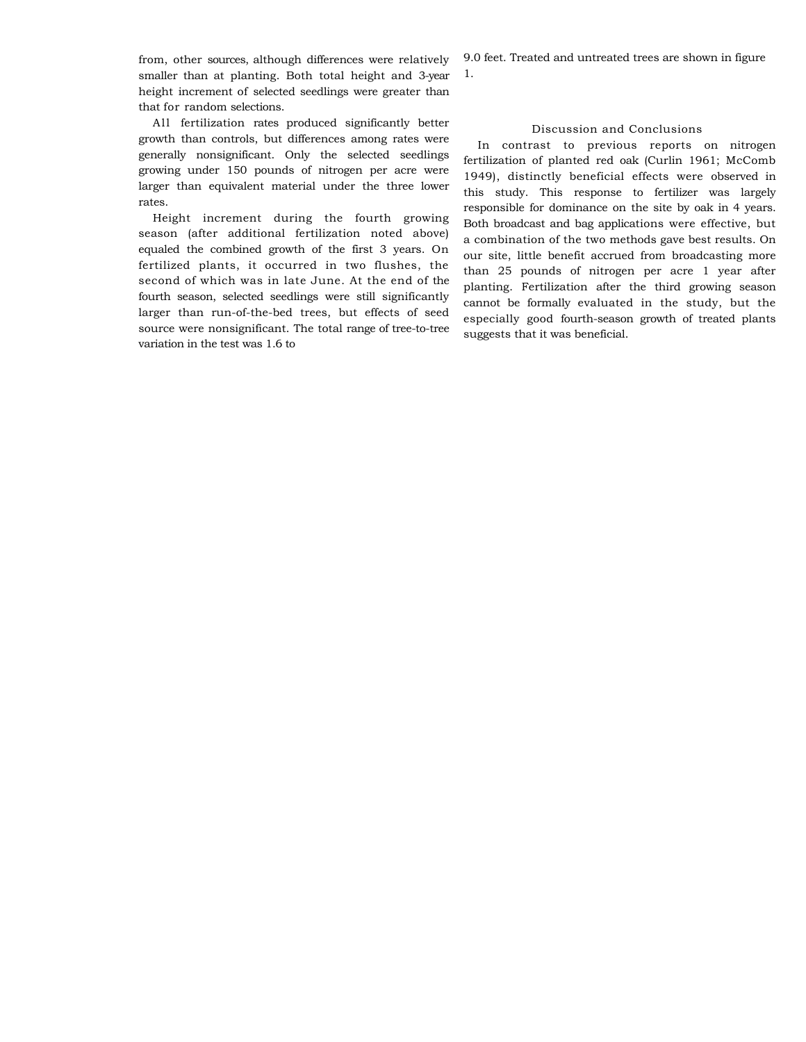from, other sources, although differences were relatively smaller than at planting. Both total height and 3-year height increment of selected seedlings were greater than that for random selections.

All fertilization rates produced significantly better growth than controls, but differences among rates were generally nonsignificant. Only the selected seedlings growing under 150 pounds of nitrogen per acre were larger than equivalent material under the three lower rates.

Height increment during the fourth growing season (after additional fertilization noted above) equaled the combined growth of the first 3 years. On fertilized plants, it occurred in two flushes, the second of which was in late June. At the end of the fourth season, selected seedlings were still significantly larger than run-of-the-bed trees, but effects of seed source were nonsignificant. The total range of tree-to-tree variation in the test was 1.6 to 9.0 feet. Treated and untreated trees are shown in figure 1.

## Discussion and Conclusions

In contrast to previous reports on nitrogen fertilization of planted red oak (Curlin 1961; McComb 1949), distinctly beneficial effects were observed in this study. This response to fertilizer was largely responsible for dominance on the site by oak in 4 years. Both broadcast and bag applications were effective, but a combination of the two methods gave best results. On our site, little benefit accrued from broadcasting more than 25 pounds of nitrogen per acre 1 year after planting. Fertilization after the third growing season cannot be formally evaluated in the study, but the especially good fourth-season growth of treated plants suggests that it was beneficial.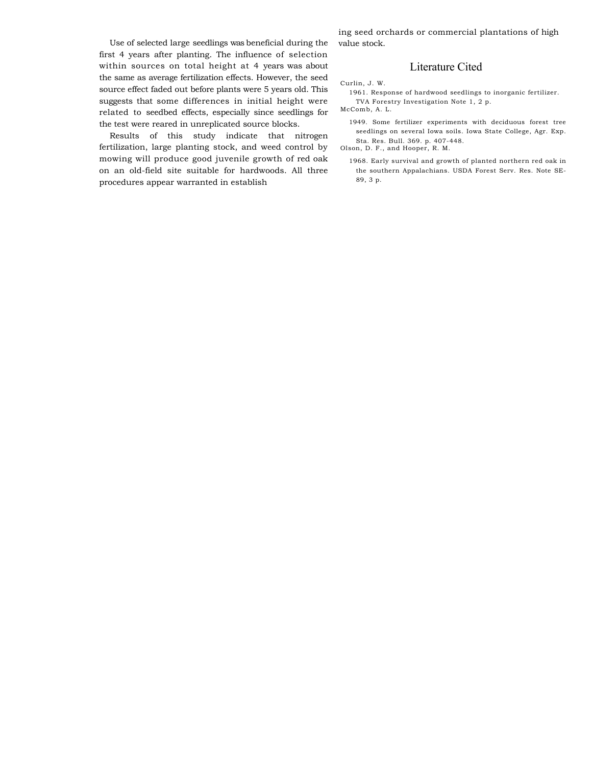Use of selected large seedlings was beneficial during the first 4 years after planting. The influence of selection within sources on total height at 4 years was about the same as average fertilization effects. However, the seed source effect faded out before plants were 5 years old. This suggests that some differences in initial height were related to seedbed effects, especially since seedlings for the test were reared in unreplicated source blocks.

Results of this study indicate that nitrogen fertilization, large planting stock, and weed control by mowing will produce good juvenile growth of red oak on an old-field site suitable for hardwoods. All three procedures appear warranted in establishing seed orchards or commercial plantations of high value stock.

## Literature Cited

Curlin, J. W.
1961. Response of hardwood seedlings to inorganic fertilizer. TVA Forestry Investigation Note 1, 2 p.

McComb, A. L.
1949. Some fertilizer experiments with deciduous forest tree seedlings on several Iowa soils. Iowa State College, Agr. Exp. Sta. Res. Bull. 369. p. 407-448.

Olson, D. F., and Hooper, R. M.
1968. Early survival and growth of planted northern red oak in the southern Appalachians. USDA Forest Serv. Res. Note SE-89, 3 p.